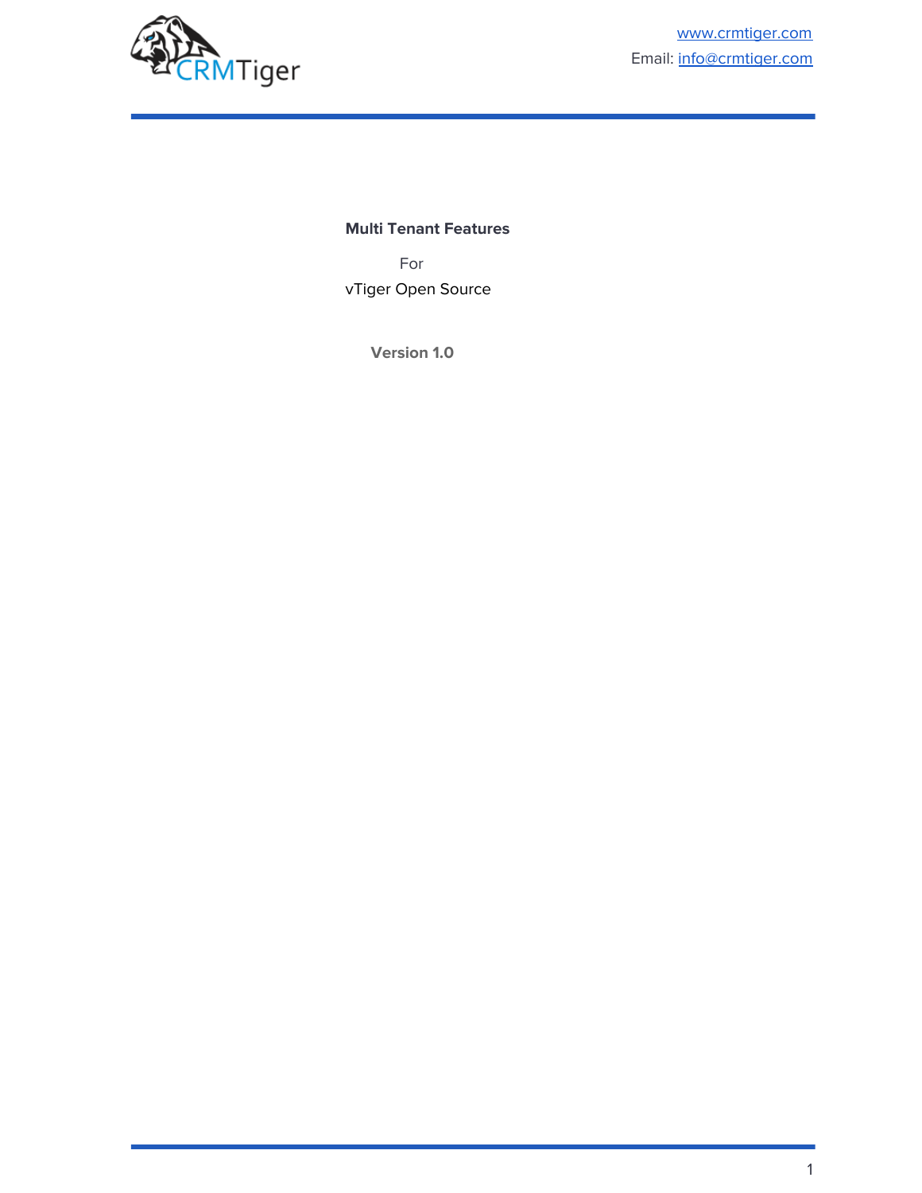CRMTiger

www.crmtiger.com

Email: info@crmtiger.com

# Multi Tenant Features

For

vTiger Open Source

**Version 1.0**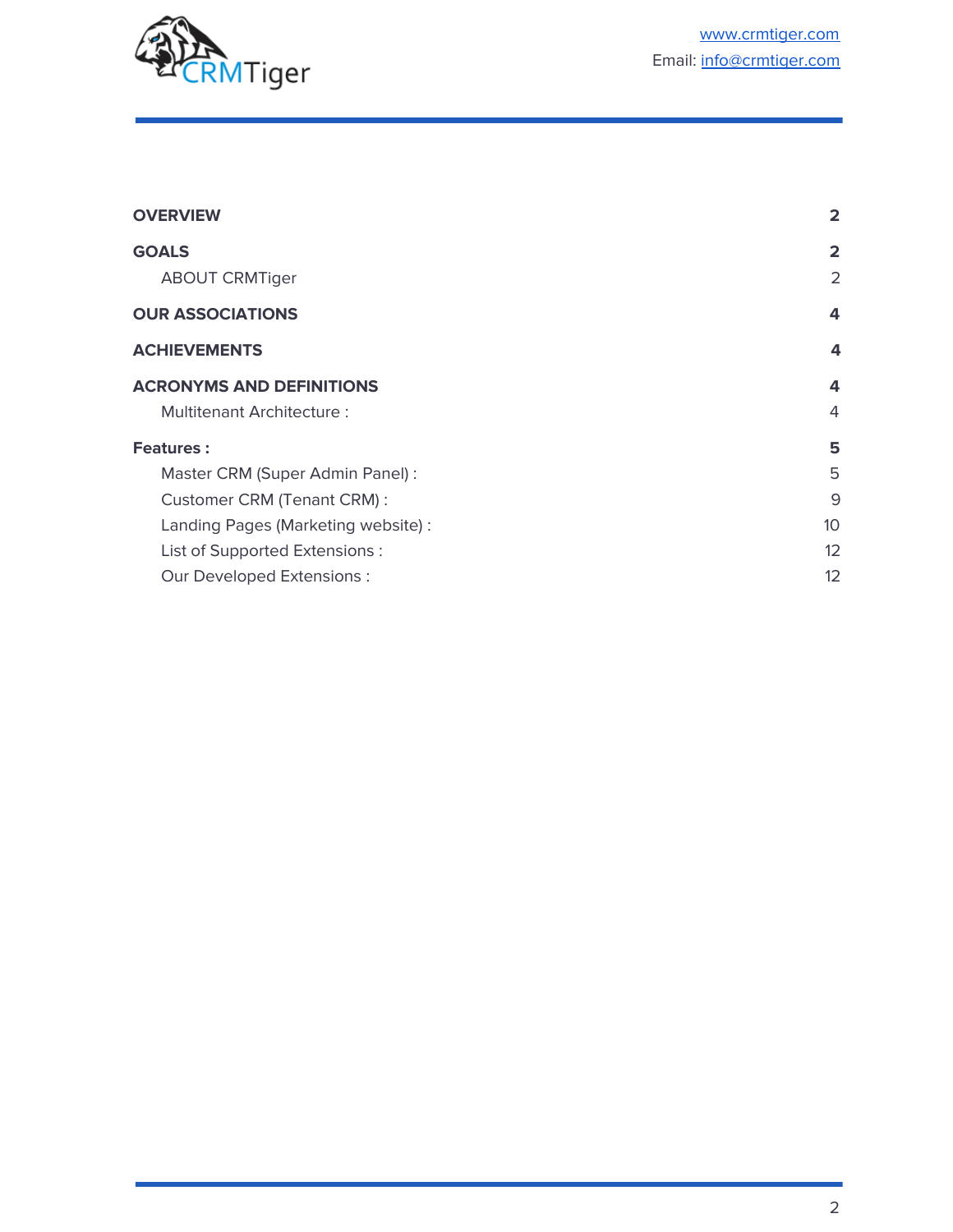| | |
|---|---|
| **OVERVIEW** | **2** |
| **GOALS** | **2** |
| ABOUT CRMTiger | 2 |
| **OUR ASSOCIATIONS** | **4** |
| **ACHIEVEMENTS** | **4** |
| **ACRONYMS AND DEFINITIONS** | **4** |
| Multitenant Architecture : | 4 |
| **Features :** | **5** |
| Master CRM (Super Admin Panel) : | 5 |
| Customer CRM (Tenant CRM) : | 9 |
| Landing Pages (Marketing website) : | 10 |
| List of Supported Extensions : | 12 |
| Our Developed Extensions : | 12 |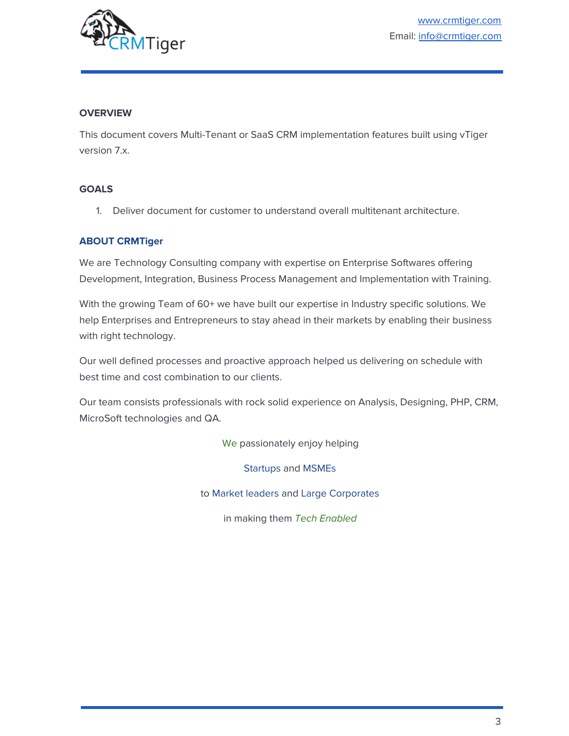## OVERVIEW

This document covers Multi-Tenant or SaaS CRM implementation features built using vTiger version 7.x.

## GOALS

1. Deliver document for customer to understand overall multitenant architecture.

## ABOUT CRMTiger

We are Technology Consulting company with expertise on Enterprise Softwares offering Development, Integration, Business Process Management and Implementation with Training.

With the growing Team of 60+ we have built our expertise in Industry specific solutions. We help Enterprises and Entrepreneurs to stay ahead in their markets by enabling their business with right technology.

Our well defined processes and proactive approach helped us delivering on schedule with best time and cost combination to our clients.

Our team consists professionals with rock solid experience on Analysis, Designing, PHP, CRM, MicroSoft technologies and QA.

We passionately enjoy helping

Startups and MSMEs

to Market leaders and Large Corporates

in making them *Tech Enabled*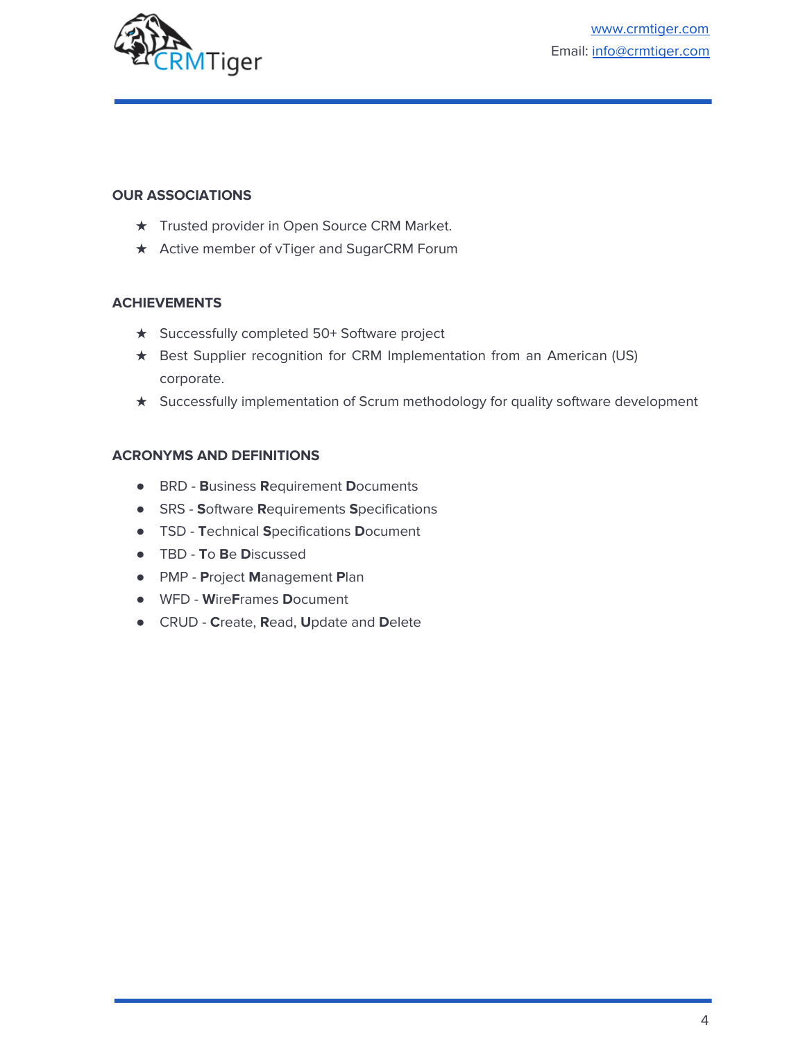## OUR ASSOCIATIONS

- ★ Trusted provider in Open Source CRM Market.
- ★ Active member of vTiger and SugarCRM Forum

## ACHIEVEMENTS

- ★ Successfully completed 50+ Software project
- ★ Best Supplier recognition for CRM Implementation from an American (US) corporate.
- ★ Successfully implementation of Scrum methodology for quality software development

## ACRONYMS AND DEFINITIONS

- BRD - **B**usiness **R**equirement **D**ocuments
- SRS - **S**oftware **R**equirements **S**pecifications
- TSD - **T**echnical **S**pecifications **D**ocument
- TBD - **T**o **B**e **D**iscussed
- PMP - **P**roject **M**anagement **P**lan
- WFD - **W**ire**F**rames **D**ocument
- CRUD - **C**reate, **R**ead, **U**pdate and **D**elete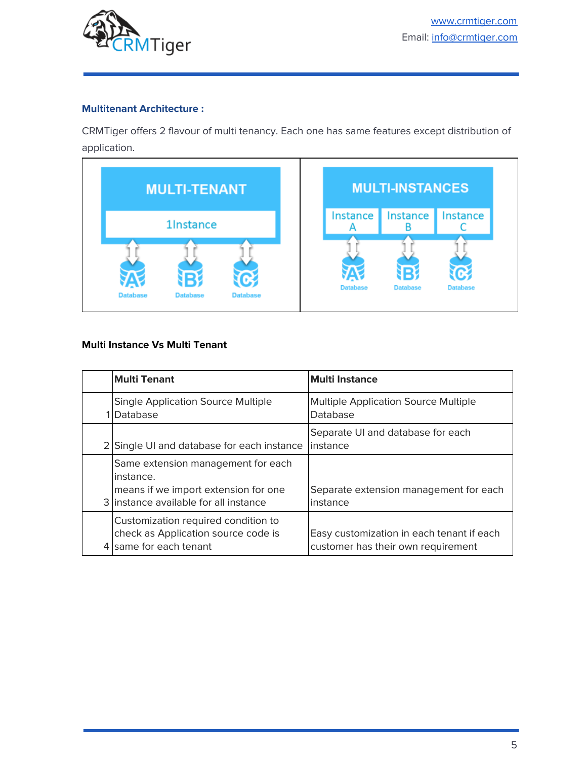### Multitenant Architecture :

CRMTiger offers 2 flavour of multi tenancy. Each one has same features except distribution of application.

**Multi Instance Vs Multi Tenant**

| | Multi Tenant | Multi Instance |
|---|---|---|
| 1 | Single Application Source Multiple Database | Multiple Application Source Multiple Database |
| 2 | Single UI and database for each instance | Separate UI and database for each instance |
| 3 | Same extension management for each instance.<br>means if we import extension for one instance available for all instance | Separate extension management for each instance |
| 4 | Customization required condition to check as Application source code is same for each tenant | Easy customization in each tenant if each customer has their own requirement |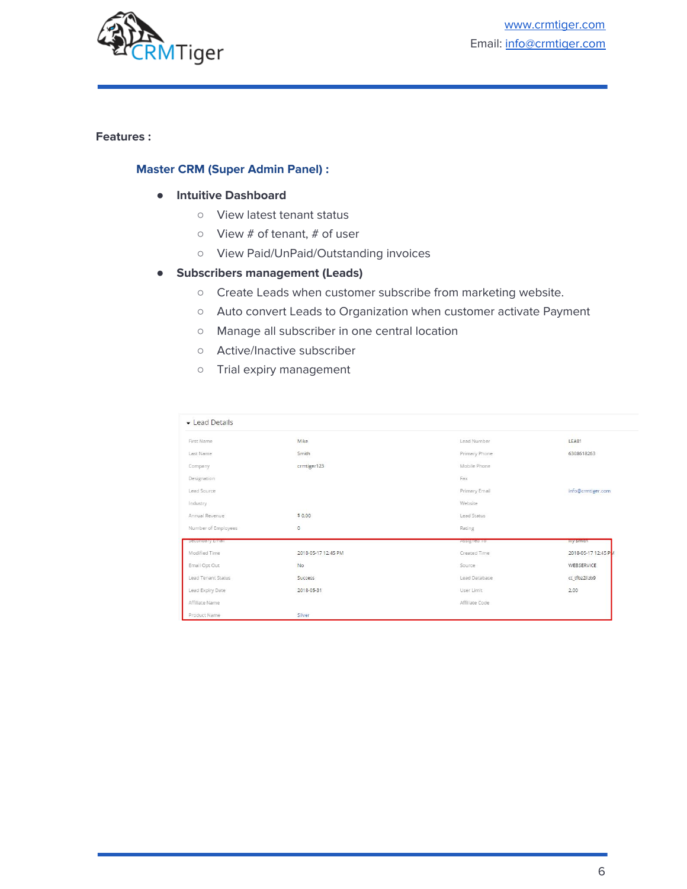**Features :**

### Master CRM (Super Admin Panel) :

- **Intuitive Dashboard**
  - View latest tenant status
  - View # of tenant, # of user
  - View Paid/UnPaid/Outstanding invoices
- **Subscribers management (Leads)**
  - Create Leads when customer subscribe from marketing website.
  - Auto convert Leads to Organization when customer activate Payment
  - Manage all subscriber in one central location
  - Active/Inactive subscriber
  - Trial expiry management

**Lead Details**

| | | | |
|---|---|---|---|
| First Name | Mike | Lead Number | LEA81 |
| Last Name | Smith | Primary Phone | 6308618263 |
| Company | crmtiger123 | Mobile Phone | |
| Designation | | Fax | |
| Lead Source | | Primary Email | info@crmtiger.com |
| Industry | | Website | |
| Annual Revenue | $ 0.00 | Lead Status | |
| Number of Employees | 0 | Rating | |
| Secondary Email | | Assigned To | my smith |
| Modified Time | 2018-05-17 12:45 PM | Created Time | 2018-05-17 12:45 PM |
| Email Opt Out | No | Source | WEBSERVICE |
| Lead Tenant Status | Success | Lead Database | cc_tfbz2lzb9 |
| Lead Expiry Date | 2018-05-31 | User Limit | 2.00 |
| Affiliate Name | | Affiliate Code | |
| Product Name | Silver | | |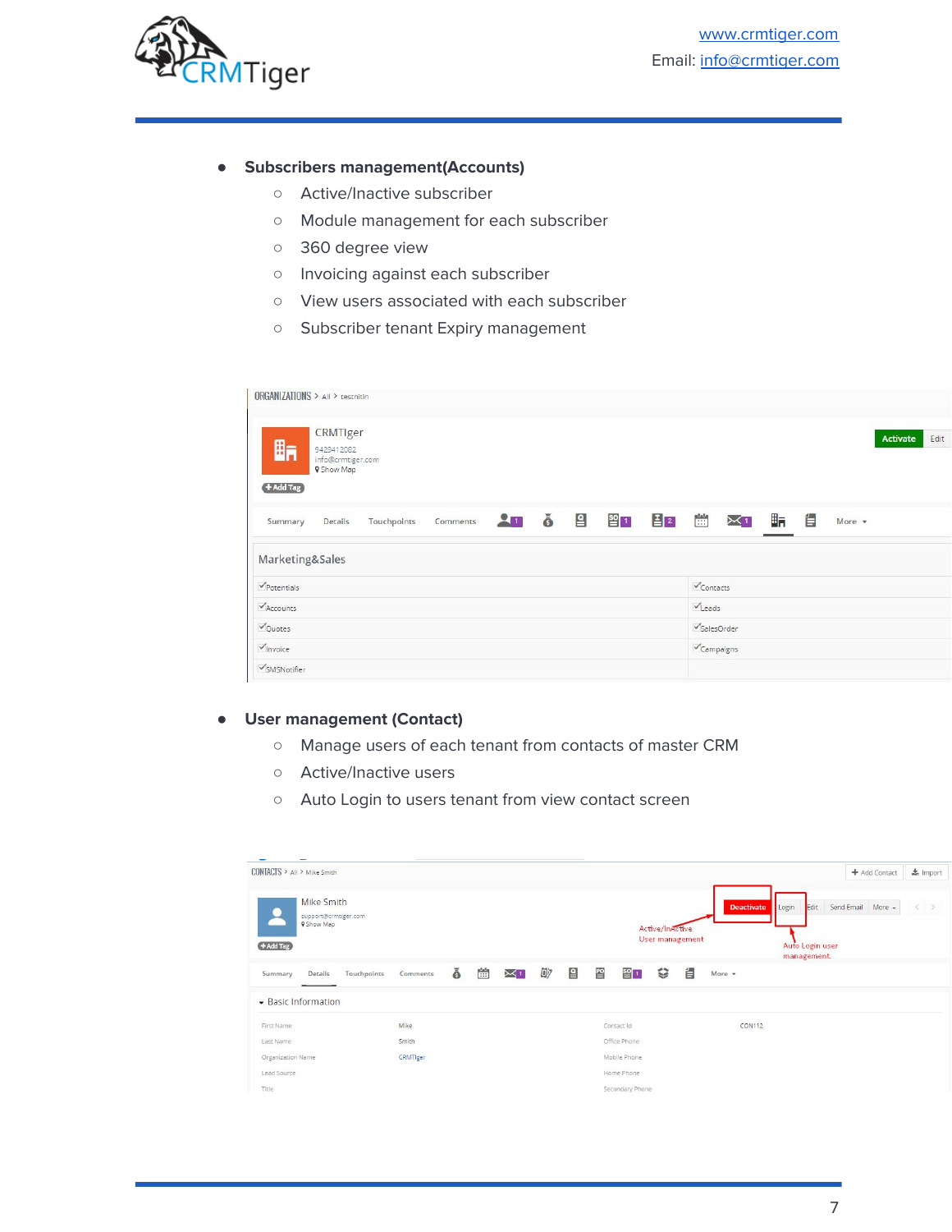- **Subscribers management(Accounts)**
  - Active/Inactive subscriber
  - Module management for each subscriber
  - 360 degree view
  - Invoicing against each subscriber
  - View users associated with each subscriber
  - Subscriber tenant Expiry management

- **User management (Contact)**
  - Manage users of each tenant from contacts of master CRM
  - Active/Inactive users
  - Auto Login to users tenant from view contact screen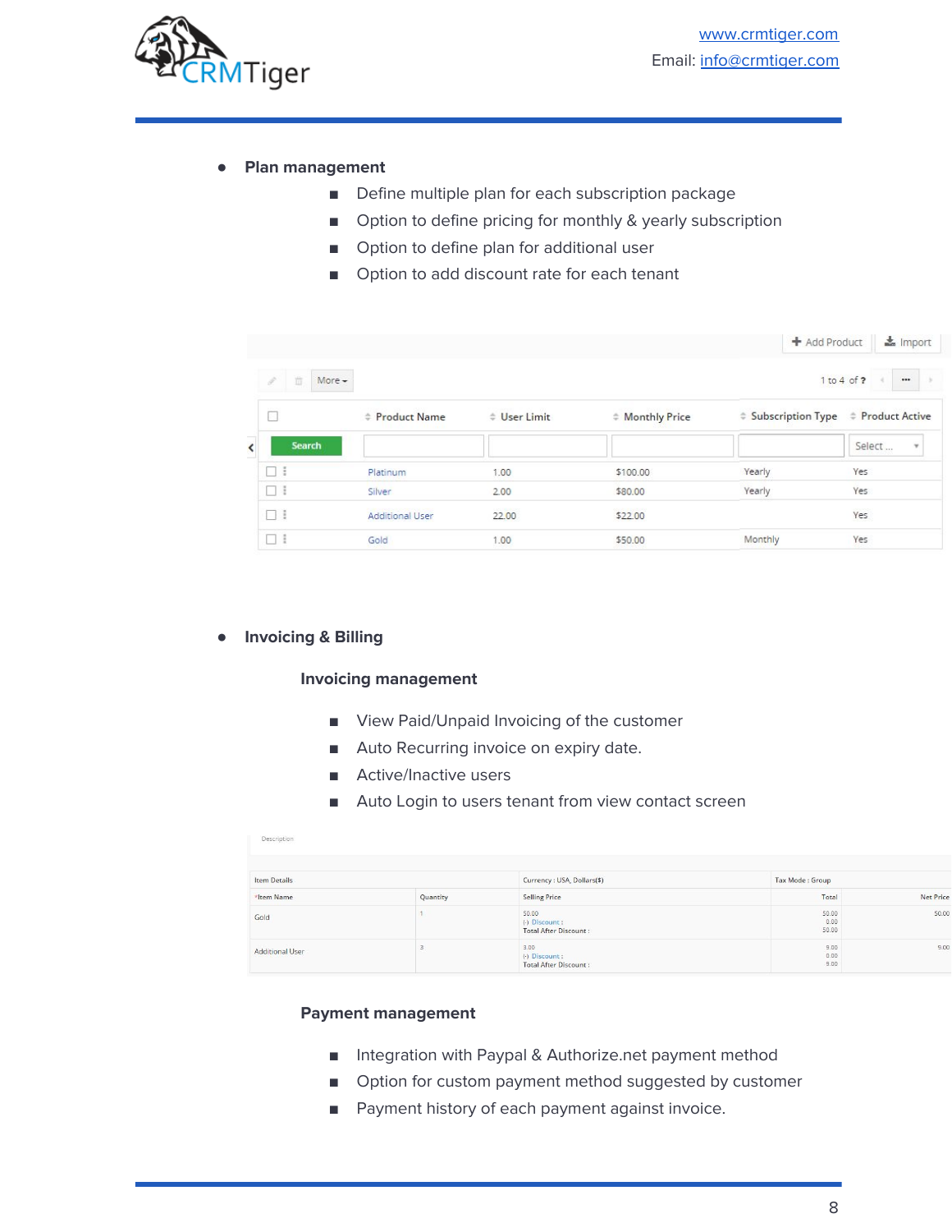- **Plan management**
  - Define multiple plan for each subscription package
  - Option to define pricing for monthly & yearly subscription
  - Option to define plan for additional user
  - Option to add discount rate for each tenant

| Product Name | User Limit | Monthly Price | Subscription Type | Product Active |
|---|---|---|---|---|
| Platinum | 1.00 | $100.00 | Yearly | Yes |
| Silver | 2.00 | $80.00 | Yearly | Yes |
| Additional User | 22.00 | $22.00 | | Yes |
| Gold | 1.00 | $50.00 | Monthly | Yes |

- **Invoicing & Billing**

  **Invoicing management**

  - View Paid/Unpaid Invoicing of the customer
  - Auto Recurring invoice on expiry date.
  - Active/Inactive users
  - Auto Login to users tenant from view contact screen

| Item Name | Quantity | Selling Price | Total | Net Price |
|---|---|---|---|---|
| Gold | 1 | 50.00<br>(-) Discount :<br>Total After Discount : | 50.00<br>0.00<br>50.00 | 50.00 |
| Additional User | 3 | 3.00<br>(-) Discount :<br>Total After Discount : | 9.00<br>0.00<br>9.00 | 9.00 |

  **Payment management**

  - Integration with Paypal & Authorize.net payment method
  - Option for custom payment method suggested by customer
  - Payment history of each payment against invoice.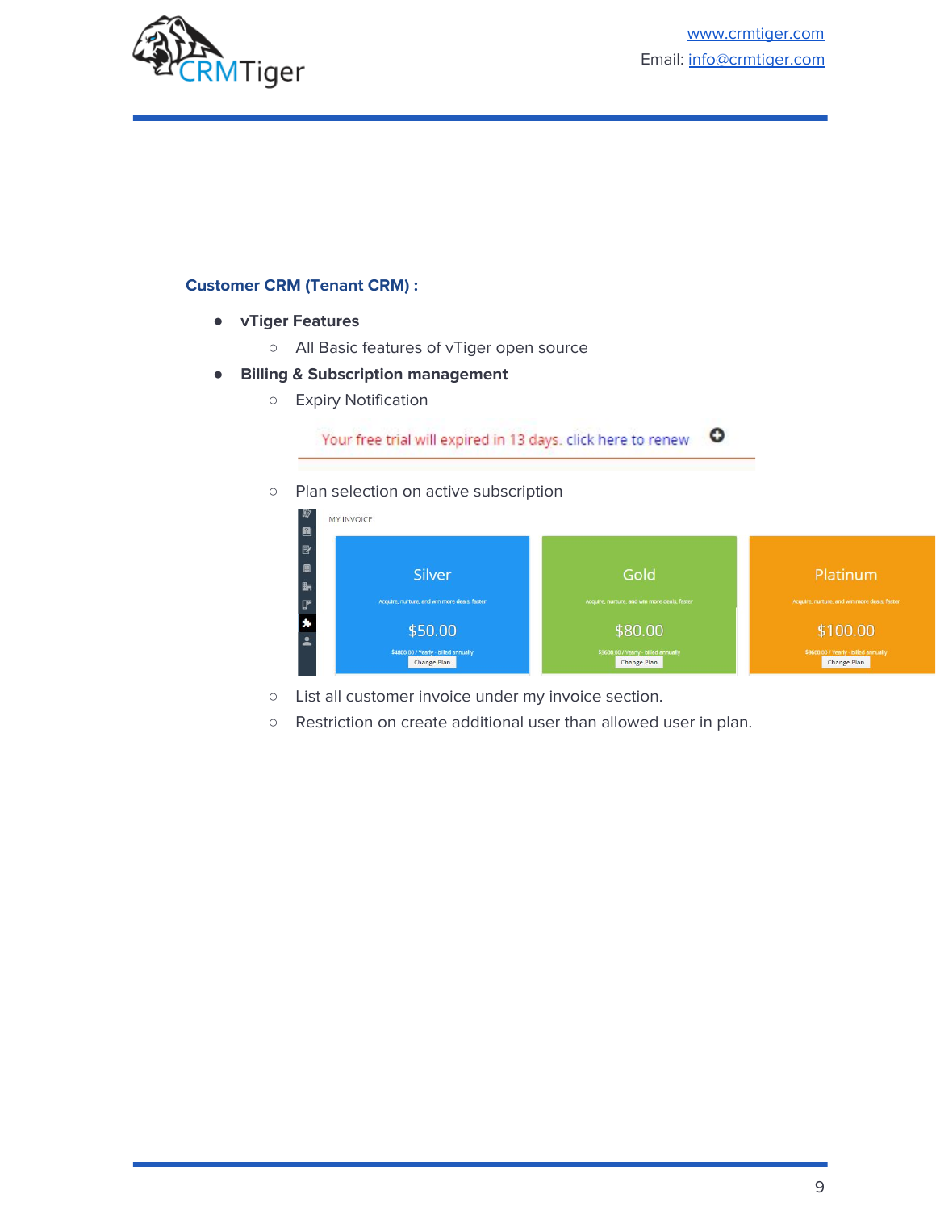**Customer CRM (Tenant CRM) :**

- **vTiger Features**
  - All Basic features of vTiger open source
- **Billing & Subscription management**
  - Expiry Notification
  - Plan selection on active subscription
  - List all customer invoice under my invoice section.
  - Restriction on create additional user than allowed user in plan.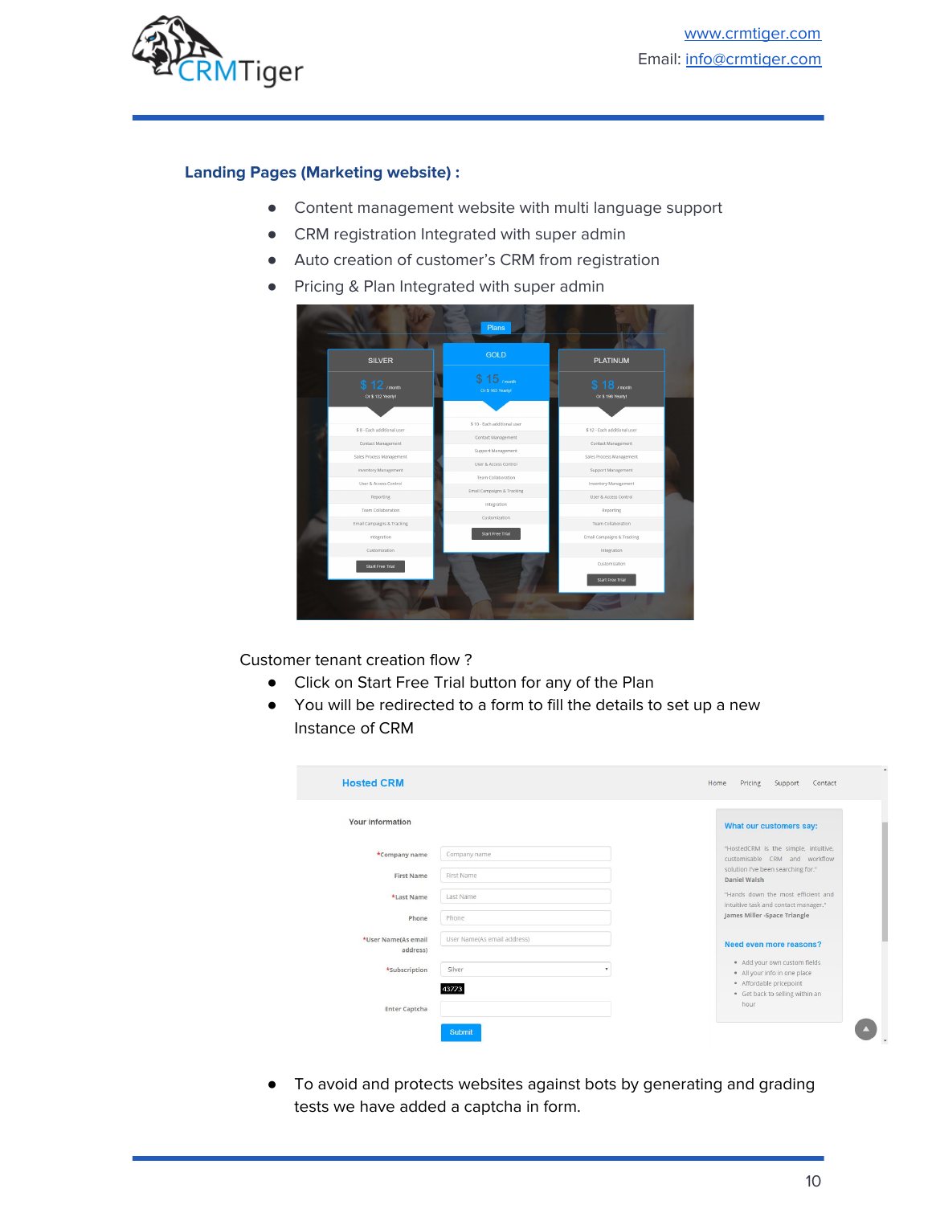### Landing Pages (Marketing website) :

- Content management website with multi language support
- CRM registration Integrated with super admin
- Auto creation of customer's CRM from registration
- Pricing & Plan Integrated with super admin

Customer tenant creation flow ?

- Click on Start Free Trial button for any of the Plan
- You will be redirected to a form to fill the details to set up a new Instance of CRM

- To avoid and protects websites against bots by generating and grading tests we have added a captcha in form.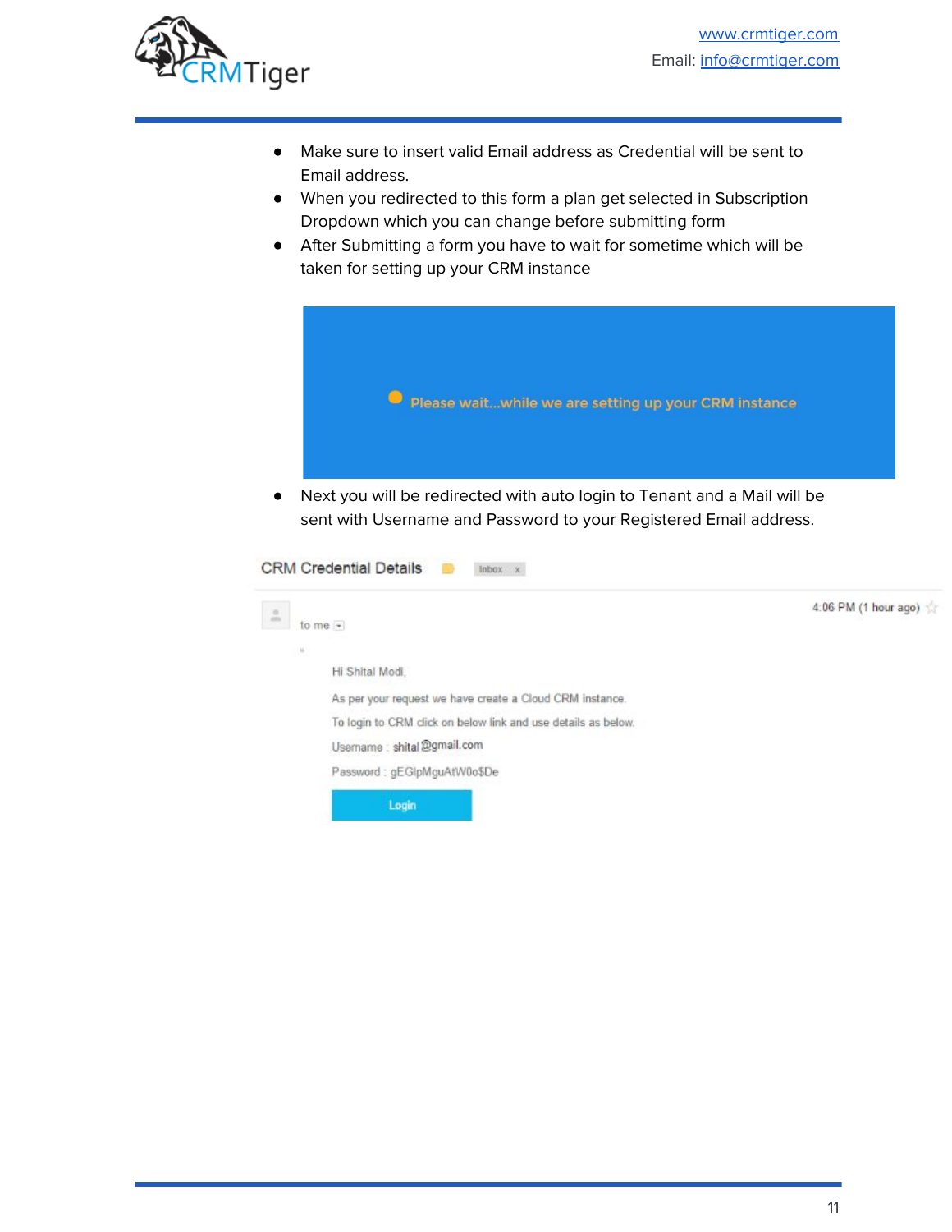- Make sure to insert valid Email address as Credential will be sent to Email address.
- When you redirected to this form a plan get selected in Subscription Dropdown which you can change before submitting form
- After Submitting a form you have to wait for sometime which will be taken for setting up your CRM instance

Please wait...while we are setting up your CRM instance

- Next you will be redirected with auto login to Tenant and a Mail will be sent with Username and Password to your Registered Email address.

CRM Credential Details Inbox x

to me

4:06 PM (1 hour ago)

Hi Shital Modi,

As per your request we have create a Cloud CRM instance.

To login to CRM click on below link and use details as below.

Username : shital@gmail.com

Password : gEGlpMguAtW0o$De

Login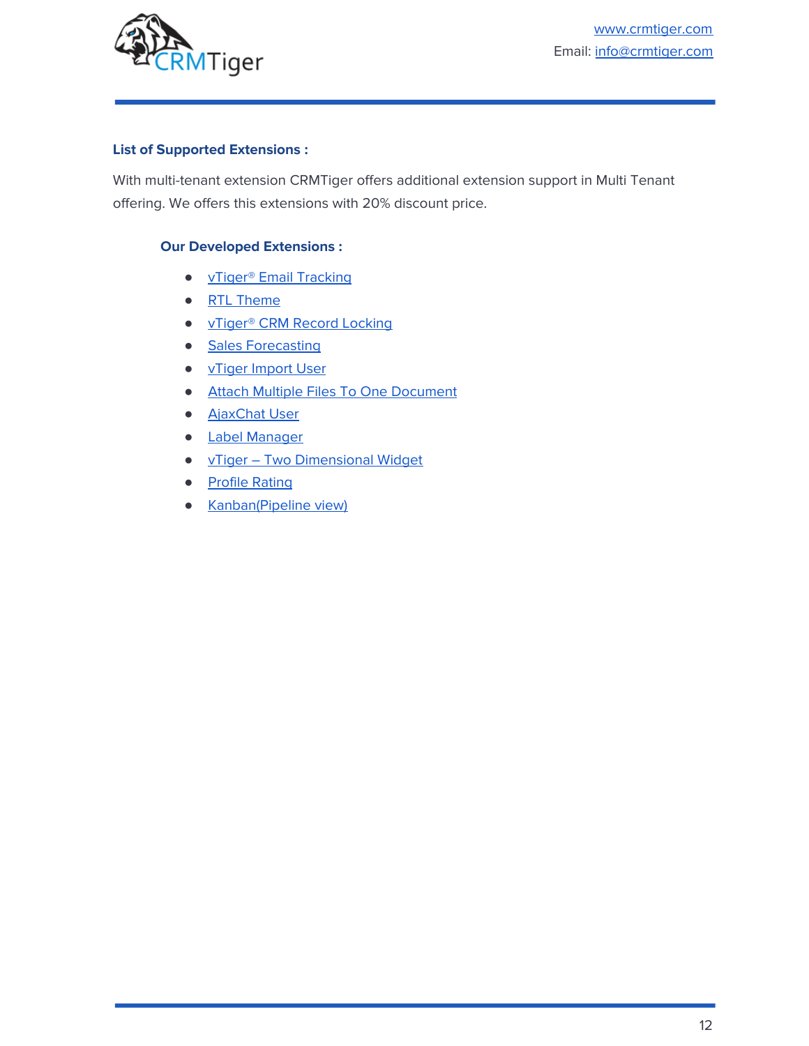**List of Supported Extensions :**

With multi-tenant extension CRMTiger offers additional extension support in Multi Tenant offering. We offers this extensions with 20% discount price.

**Our Developed Extensions :**

- vTiger® Email Tracking
- RTL Theme
- vTiger® CRM Record Locking
- Sales Forecasting
- vTiger Import User
- Attach Multiple Files To One Document
- AjaxChat User
- Label Manager
- vTiger – Two Dimensional Widget
- Profile Rating
- Kanban(Pipeline view)